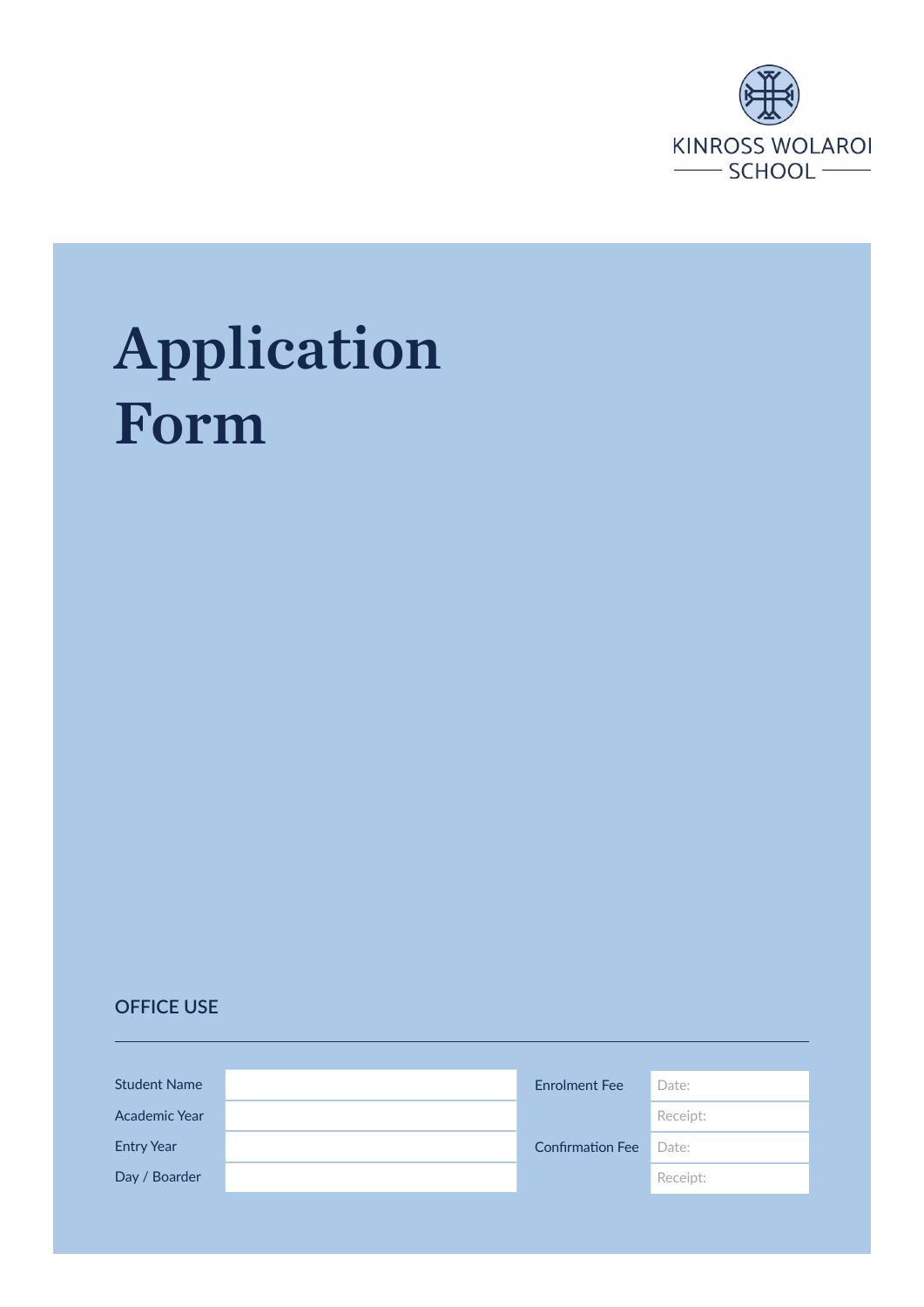KINROSS WOLAROI SCHOOL

# Application Form

## OFFICE USE

| | | | |
|---|---|---|---|
| Student Name | | Enrolment Fee | Date: |
| Academic Year | | | Receipt: |
| Entry Year | | Confirmation Fee | Date: |
| Day / Boarder | | | Receipt: |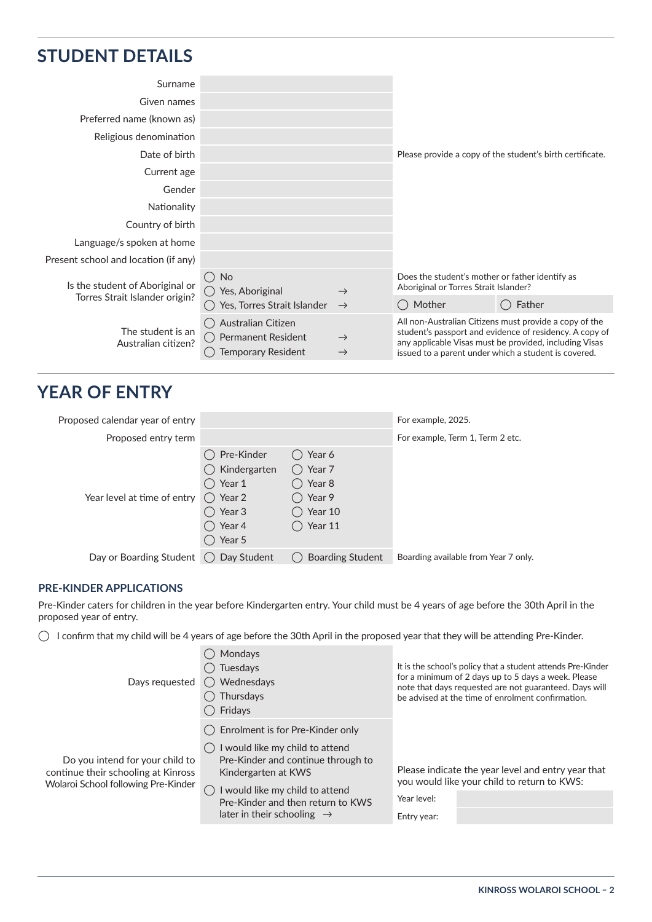## STUDENT DETAILS

| Field | Response | Notes |
|---|---|---|
| Surname | | |
| Given names | | |
| Preferred name (known as) | | |
| Religious denomination | | |
| Date of birth | | Please provide a copy of the student's birth certificate. |
| Current age | | |
| Gender | | |
| Nationality | | |
| Country of birth | | |
| Language/s spoken at home | | |
| Present school and location (if any) | | |
| Is the student of Aboriginal or Torres Strait Islander origin? | ◯ No<br>◯ Yes, Aboriginal →<br>◯ Yes, Torres Strait Islander → | Does the student's mother or father identify as Aboriginal or Torres Strait Islander?<br>◯ Mother ◯ Father |
| The student is an Australian citizen? | ◯ Australian Citizen<br>◯ Permanent Resident →<br>◯ Temporary Resident → | All non-Australian Citizens must provide a copy of the student's passport and evidence of residency. A copy of any applicable Visas must be provided, including Visas issued to a parent under which a student is covered. |

## YEAR OF ENTRY

| Field | Response | Notes |
|---|---|---|
| Proposed calendar year of entry | | For example, 2025. |
| Proposed entry term | | For example, Term 1, Term 2 etc. |
| Year level at time of entry | ◯ Pre-Kinder ◯ Kindergarten ◯ Year 1 ◯ Year 2 ◯ Year 3 ◯ Year 4 ◯ Year 5 ◯ Year 6 ◯ Year 7 ◯ Year 8 ◯ Year 9 ◯ Year 10 ◯ Year 11 | |
| Day or Boarding Student | ◯ Day Student ◯ Boarding Student | Boarding available from Year 7 only. |

### PRE-KINDER APPLICATIONS

Pre-Kinder caters for children in the year before Kindergarten entry. Your child must be 4 years of age before the 30th April in the proposed year of entry.

◯ I confirm that my child will be 4 years of age before the 30th April in the proposed year that they will be attending Pre-Kinder.

| Field | Response | Notes |
|---|---|---|
| Days requested | ◯ Mondays<br>◯ Tuesdays<br>◯ Wednesdays<br>◯ Thursdays<br>◯ Fridays | It is the school's policy that a student attends Pre-Kinder for a minimum of 2 days up to 5 days a week. Please note that days requested are not guaranteed. Days will be advised at the time of enrolment confirmation. |
| Do you intend for your child to continue their schooling at Kinross Wolaroi School following Pre-Kinder | ◯ Enrolment is for Pre-Kinder only<br>◯ I would like my child to attend Pre-Kinder and continue through to Kindergarten at KWS<br>◯ I would like my child to attend Pre-Kinder and then return to KWS later in their schooling → | Please indicate the year level and entry year that you would like your child to return to KWS:<br>Year level:<br>Entry year: |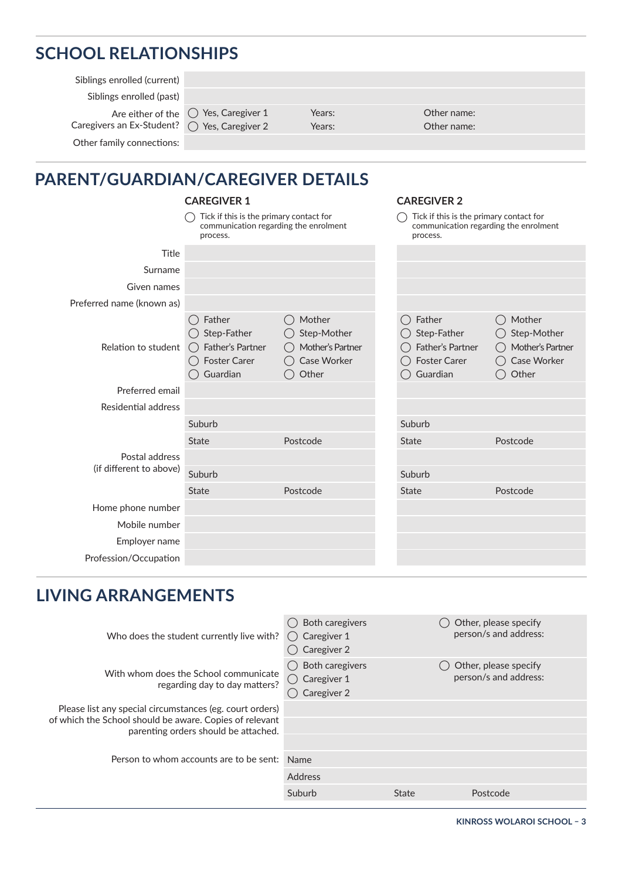## SCHOOL RELATIONSHIPS

| | | | |
|---|---|---|---|
| Siblings enrolled (current) | | | |
| Siblings enrolled (past) | | | |
| Are either of the Caregivers an Ex-Student? | ◯ Yes, Caregiver 1 | Years: | Other name: |
| | ◯ Yes, Caregiver 2 | Years: | Other name: |
| Other family connections: | | | |

## PARENT/GUARDIAN/CAREGIVER DETAILS

| | CAREGIVER 1 | | CAREGIVER 2 | |
|---|---|---|---|---|
| | ◯ Tick if this is the primary contact for communication regarding the enrolment process. | | ◯ Tick if this is the primary contact for communication regarding the enrolment process. | |
| Title | | | | |
| Surname | | | | |
| Given names | | | | |
| Preferred name (known as) | | | | |
| Relation to student | ◯ Father | ◯ Mother | ◯ Father | ◯ Mother |
| | ◯ Step-Father | ◯ Step-Mother | ◯ Step-Father | ◯ Step-Mother |
| | ◯ Father's Partner | ◯ Mother's Partner | ◯ Father's Partner | ◯ Mother's Partner |
| | ◯ Foster Carer | ◯ Case Worker | ◯ Foster Carer | ◯ Case Worker |
| | ◯ Guardian | ◯ Other | ◯ Guardian | ◯ Other |
| Preferred email | | | | |
| Residential address | | | | |
| | Suburb | | Suburb | |
| | State | Postcode | State | Postcode |
| Postal address (if different to above) | | | | |
| | Suburb | | Suburb | |
| | State | Postcode | State | Postcode |
| Home phone number | | | | |
| Mobile number | | | | |
| Employer name | | | | |
| Profession/Occupation | | | | |

## LIVING ARRANGEMENTS

| | | | |
|---|---|---|---|
| Who does the student currently live with? | ◯ Both caregivers<br>◯ Caregiver 1<br>◯ Caregiver 2 | ◯ Other, please specify person/s and address: | |
| With whom does the School communicate regarding day to day matters? | ◯ Both caregivers<br>◯ Caregiver 1<br>◯ Caregiver 2 | ◯ Other, please specify person/s and address: | |
| Please list any special circumstances (eg. court orders) of which the School should be aware. Copies of relevant parenting orders should be attached. | | | |
| Person to whom accounts are to be sent: | Name | | |
| | Address | | |
| | Suburb | State | Postcode |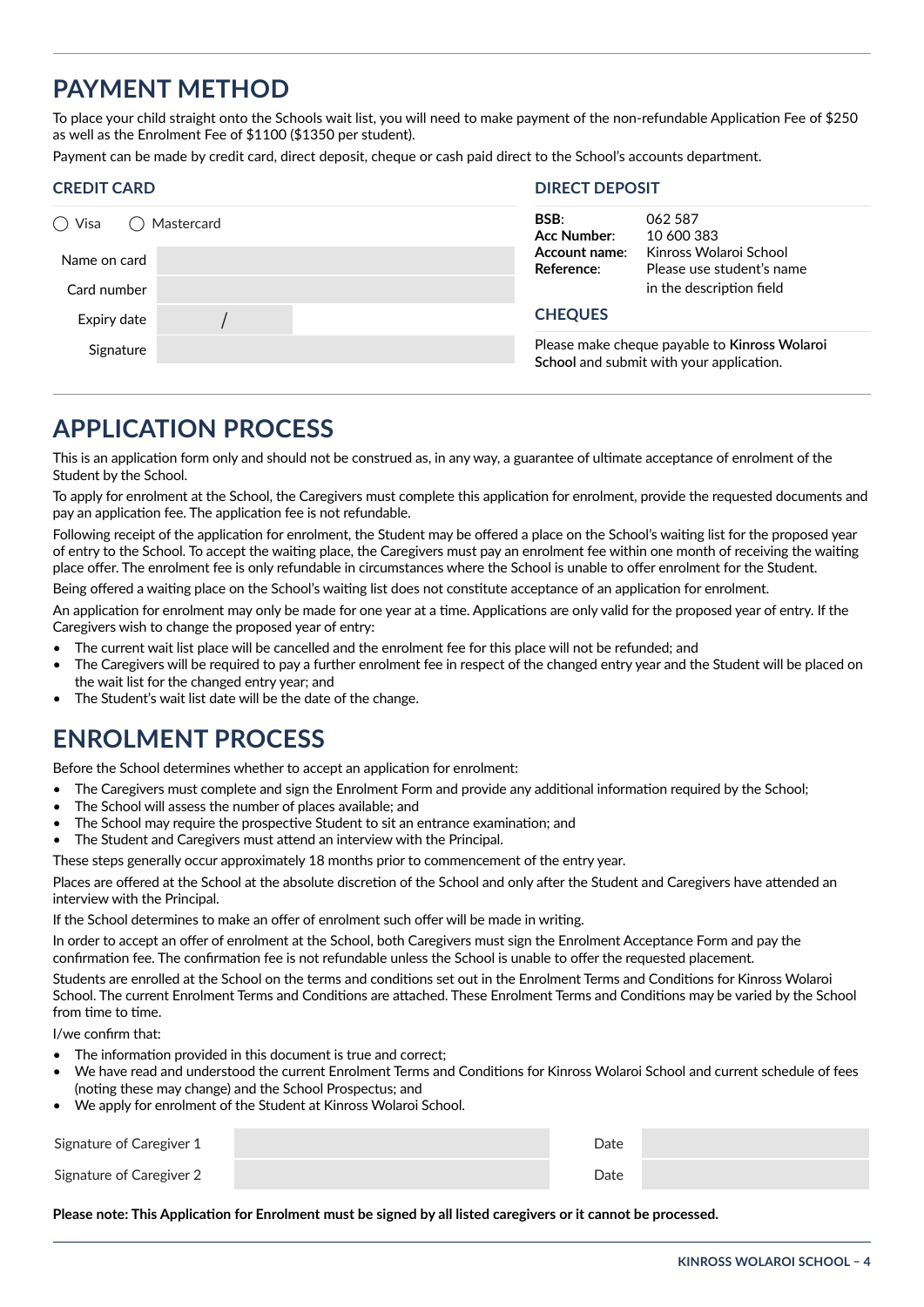# PAYMENT METHOD

To place your child straight onto the Schools wait list, you will need to make payment of the non-refundable Application Fee of $250 as well as the Enrolment Fee of $1100 ($1350 per student).

Payment can be made by credit card, direct deposit, cheque or cash paid direct to the School's accounts department.

## CREDIT CARD

◯ Visa ◯ Mastercard

| | |
|---|---|
| Name on card | |
| Card number | |
| Expiry date | / |
| Signature | |

## DIRECT DEPOSIT

**BSB**: 062 587
**Acc Number**: 10 600 383
**Account name**: Kinross Wolaroi School
**Reference**: Please use student's name in the description field

## CHEQUES

Please make cheque payable to **Kinross Wolaroi School** and submit with your application.

# APPLICATION PROCESS

This is an application form only and should not be construed as, in any way, a guarantee of ultimate acceptance of enrolment of the Student by the School.

To apply for enrolment at the School, the Caregivers must complete this application for enrolment, provide the requested documents and pay an application fee. The application fee is not refundable.

Following receipt of the application for enrolment, the Student may be offered a place on the School's waiting list for the proposed year of entry to the School. To accept the waiting place, the Caregivers must pay an enrolment fee within one month of receiving the waiting place offer. The enrolment fee is only refundable in circumstances where the School is unable to offer enrolment for the Student.

Being offered a waiting place on the School's waiting list does not constitute acceptance of an application for enrolment.

An application for enrolment may only be made for one year at a time. Applications are only valid for the proposed year of entry. If the Caregivers wish to change the proposed year of entry:

- The current wait list place will be cancelled and the enrolment fee for this place will not be refunded; and
- The Caregivers will be required to pay a further enrolment fee in respect of the changed entry year and the Student will be placed on the wait list for the changed entry year; and
- The Student's wait list date will be the date of the change.

# ENROLMENT PROCESS

Before the School determines whether to accept an application for enrolment:

- The Caregivers must complete and sign the Enrolment Form and provide any additional information required by the School;
- The School will assess the number of places available; and
- The School may require the prospective Student to sit an entrance examination; and
- The Student and Caregivers must attend an interview with the Principal.

These steps generally occur approximately 18 months prior to commencement of the entry year.

Places are offered at the School at the absolute discretion of the School and only after the Student and Caregivers have attended an interview with the Principal.

If the School determines to make an offer of enrolment such offer will be made in writing.

In order to accept an offer of enrolment at the School, both Caregivers must sign the Enrolment Acceptance Form and pay the confirmation fee. The confirmation fee is not refundable unless the School is unable to offer the requested placement.

Students are enrolled at the School on the terms and conditions set out in the Enrolment Terms and Conditions for Kinross Wolaroi School. The current Enrolment Terms and Conditions are attached. These Enrolment Terms and Conditions may be varied by the School from time to time.

I/we confirm that:

- The information provided in this document is true and correct;
- We have read and understood the current Enrolment Terms and Conditions for Kinross Wolaroi School and current schedule of fees (noting these may change) and the School Prospectus; and
- We apply for enrolment of the Student at Kinross Wolaroi School.

| | | | |
|---|---|---|---|
| Signature of Caregiver 1 | | Date | |
| Signature of Caregiver 2 | | Date | |

**Please note: This Application for Enrolment must be signed by all listed caregivers or it cannot be processed.**